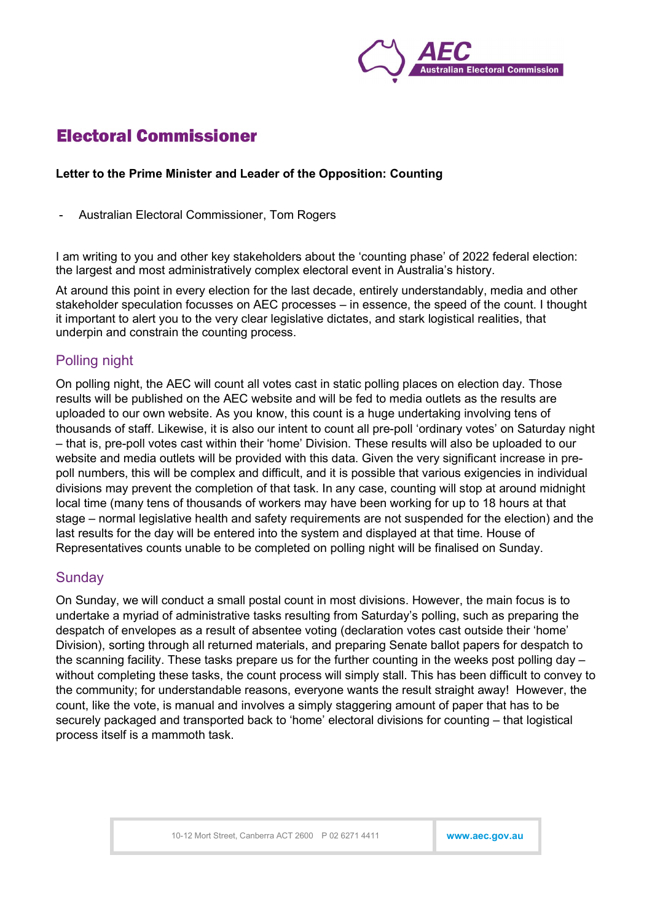# Electoral Commissioner

**Letter to the Prime Minister and Leader of the Opposition: Counting**

- Australian Electoral Commissioner, Tom Rogers

I am writing to you and other key stakeholders about the 'counting phase' of 2022 federal election: the largest and most administratively complex electoral event in Australia's history.

At around this point in every election for the last decade, entirely understandably, media and other stakeholder speculation focusses on AEC processes – in essence, the speed of the count. I thought it important to alert you to the very clear legislative dictates, and stark logistical realities, that underpin and constrain the counting process.

## Polling night

On polling night, the AEC will count all votes cast in static polling places on election day. Those results will be published on the AEC website and will be fed to media outlets as the results are uploaded to our own website. As you know, this count is a huge undertaking involving tens of thousands of staff. Likewise, it is also our intent to count all pre-poll 'ordinary votes' on Saturday night – that is, pre-poll votes cast within their 'home' Division. These results will also be uploaded to our website and media outlets will be provided with this data. Given the very significant increase in pre-poll numbers, this will be complex and difficult, and it is possible that various exigencies in individual divisions may prevent the completion of that task. In any case, counting will stop at around midnight local time (many tens of thousands of workers may have been working for up to 18 hours at that stage – normal legislative health and safety requirements are not suspended for the election) and the last results for the day will be entered into the system and displayed at that time. House of Representatives counts unable to be completed on polling night will be finalised on Sunday.

## Sunday

On Sunday, we will conduct a small postal count in most divisions. However, the main focus is to undertake a myriad of administrative tasks resulting from Saturday's polling, such as preparing the despatch of envelopes as a result of absentee voting (declaration votes cast outside their 'home' Division), sorting through all returned materials, and preparing Senate ballot papers for despatch to the scanning facility. These tasks prepare us for the further counting in the weeks post polling day – without completing these tasks, the count process will simply stall. This has been difficult to convey to the community; for understandable reasons, everyone wants the result straight away! However, the count, like the vote, is manual and involves a simply staggering amount of paper that has to be securely packaged and transported back to 'home' electoral divisions for counting – that logistical process itself is a mammoth task.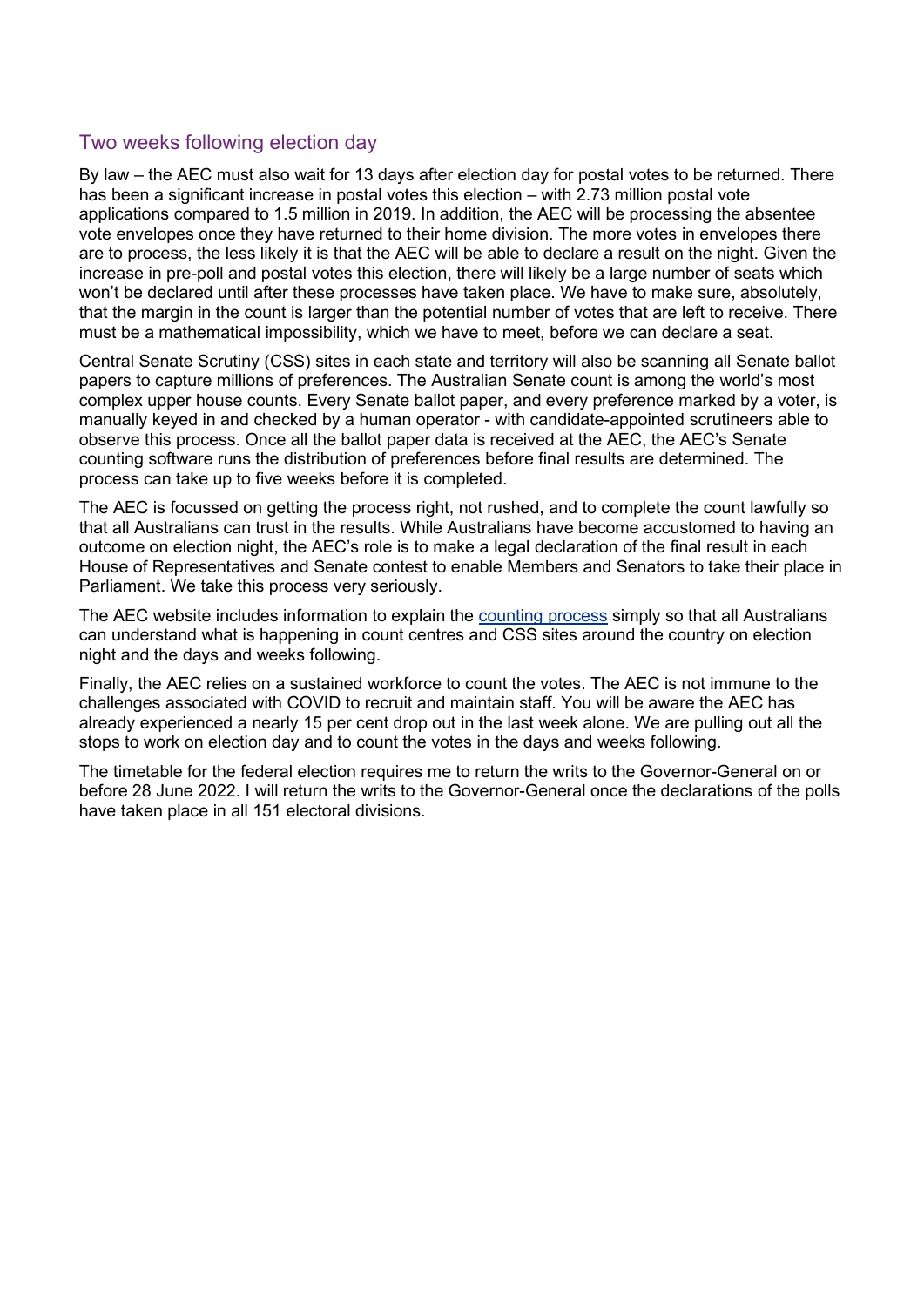## Two weeks following election day

By law – the AEC must also wait for 13 days after election day for postal votes to be returned. There has been a significant increase in postal votes this election – with 2.73 million postal vote applications compared to 1.5 million in 2019. In addition, the AEC will be processing the absentee vote envelopes once they have returned to their home division. The more votes in envelopes there are to process, the less likely it is that the AEC will be able to declare a result on the night. Given the increase in pre-poll and postal votes this election, there will likely be a large number of seats which won't be declared until after these processes have taken place. We have to make sure, absolutely, that the margin in the count is larger than the potential number of votes that are left to receive. There must be a mathematical impossibility, which we have to meet, before we can declare a seat.

Central Senate Scrutiny (CSS) sites in each state and territory will also be scanning all Senate ballot papers to capture millions of preferences. The Australian Senate count is among the world's most complex upper house counts. Every Senate ballot paper, and every preference marked by a voter, is manually keyed in and checked by a human operator - with candidate-appointed scrutineers able to observe this process. Once all the ballot paper data is received at the AEC, the AEC's Senate counting software runs the distribution of preferences before final results are determined. The process can take up to five weeks before it is completed.

The AEC is focussed on getting the process right, not rushed, and to complete the count lawfully so that all Australians can trust in the results. While Australians have become accustomed to having an outcome on election night, the AEC's role is to make a legal declaration of the final result in each House of Representatives and Senate contest to enable Members and Senators to take their place in Parliament. We take this process very seriously.

The AEC website includes information to explain the counting process simply so that all Australians can understand what is happening in count centres and CSS sites around the country on election night and the days and weeks following.

Finally, the AEC relies on a sustained workforce to count the votes. The AEC is not immune to the challenges associated with COVID to recruit and maintain staff. You will be aware the AEC has already experienced a nearly 15 per cent drop out in the last week alone. We are pulling out all the stops to work on election day and to count the votes in the days and weeks following.

The timetable for the federal election requires me to return the writs to the Governor-General on or before 28 June 2022. I will return the writs to the Governor-General once the declarations of the polls have taken place in all 151 electoral divisions.